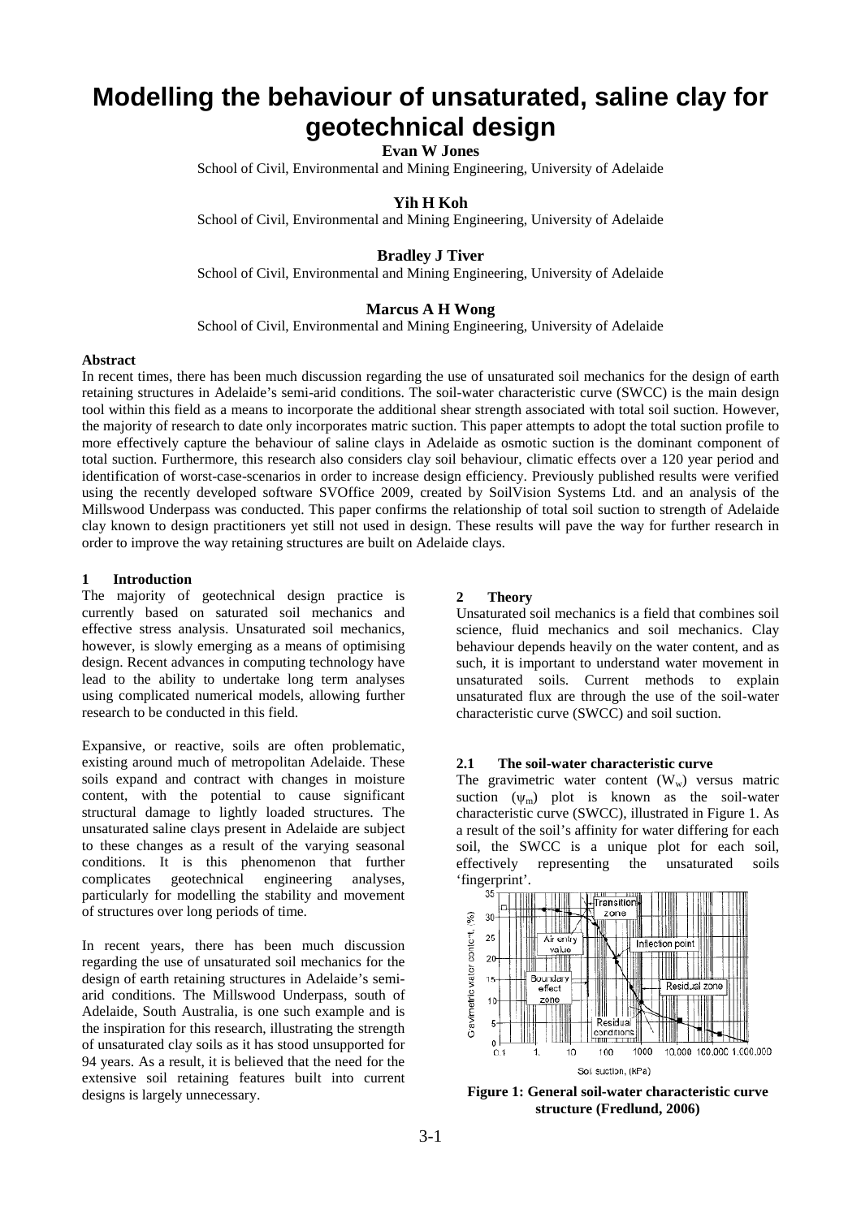# Modelling the behaviour of unsaturated, saline clay for geotechnical design

**Evan W Jones**

School of Civil, Environmental and Mining Engineering, University of Adelaide

**Yih H Koh**

School of Civil, Environmental and Mining Engineering, University of Adelaide

**Bradley J Tiver**

School of Civil, Environmental and Mining Engineering, University of Adelaide

**Marcus A H Wong**

School of Civil, Environmental and Mining Engineering, University of Adelaide

**Abstract**

In recent times, there has been much discussion regarding the use of unsaturated soil mechanics for the design of earth retaining structures in Adelaide's semi-arid conditions. The soil-water characteristic curve (SWCC) is the main design tool within this field as a means to incorporate the additional shear strength associated with total soil suction. However, the majority of research to date only incorporates matric suction. This paper attempts to adopt the total suction profile to more effectively capture the behaviour of saline clays in Adelaide as osmotic suction is the dominant component of total suction. Furthermore, this research also considers clay soil behaviour, climatic effects over a 120 year period and identification of worst-case-scenarios in order to increase design efficiency. Previously published results were verified using the recently developed software SVOffice 2009, created by SoilVision Systems Ltd. and an analysis of the Millswood Underpass was conducted. This paper confirms the relationship of total soil suction to strength of Adelaide clay known to design practitioners yet still not used in design. These results will pave the way for further research in order to improve the way retaining structures are built on Adelaide clays.

## 1 Introduction

The majority of geotechnical design practice is currently based on saturated soil mechanics and effective stress analysis. Unsaturated soil mechanics, however, is slowly emerging as a means of optimising design. Recent advances in computing technology have lead to the ability to undertake long term analyses using complicated numerical models, allowing further research to be conducted in this field.

Expansive, or reactive, soils are often problematic, existing around much of metropolitan Adelaide. These soils expand and contract with changes in moisture content, with the potential to cause significant structural damage to lightly loaded structures. The unsaturated saline clays present in Adelaide are subject to these changes as a result of the varying seasonal conditions. It is this phenomenon that further complicates geotechnical engineering analyses, particularly for modelling the stability and movement of structures over long periods of time.

In recent years, there has been much discussion regarding the use of unsaturated soil mechanics for the design of earth retaining structures in Adelaide's semi-arid conditions. The Millswood Underpass, south of Adelaide, South Australia, is one such example and is the inspiration for this research, illustrating the strength of unsaturated clay soils as it has stood unsupported for 94 years. As a result, it is believed that the need for the extensive soil retaining features built into current designs is largely unnecessary.

## 2 Theory

Unsaturated soil mechanics is a field that combines soil science, fluid mechanics and soil mechanics. Clay behaviour depends heavily on the water content, and as such, it is important to understand water movement in unsaturated soils. Current methods to explain unsaturated flux are through the use of the soil-water characteristic curve (SWCC) and soil suction.

### 2.1 The soil-water characteristic curve

The gravimetric water content ($W_w$) versus matric suction ($\psi_m$) plot is known as the soil-water characteristic curve (SWCC), illustrated in Figure 1. As a result of the soil's affinity for water differing for each soil, the SWCC is a unique plot for each soil, effectively representing the unsaturated soils 'fingerprint'.

**Figure 1: General soil-water characteristic curve structure (Fredlund, 2006)**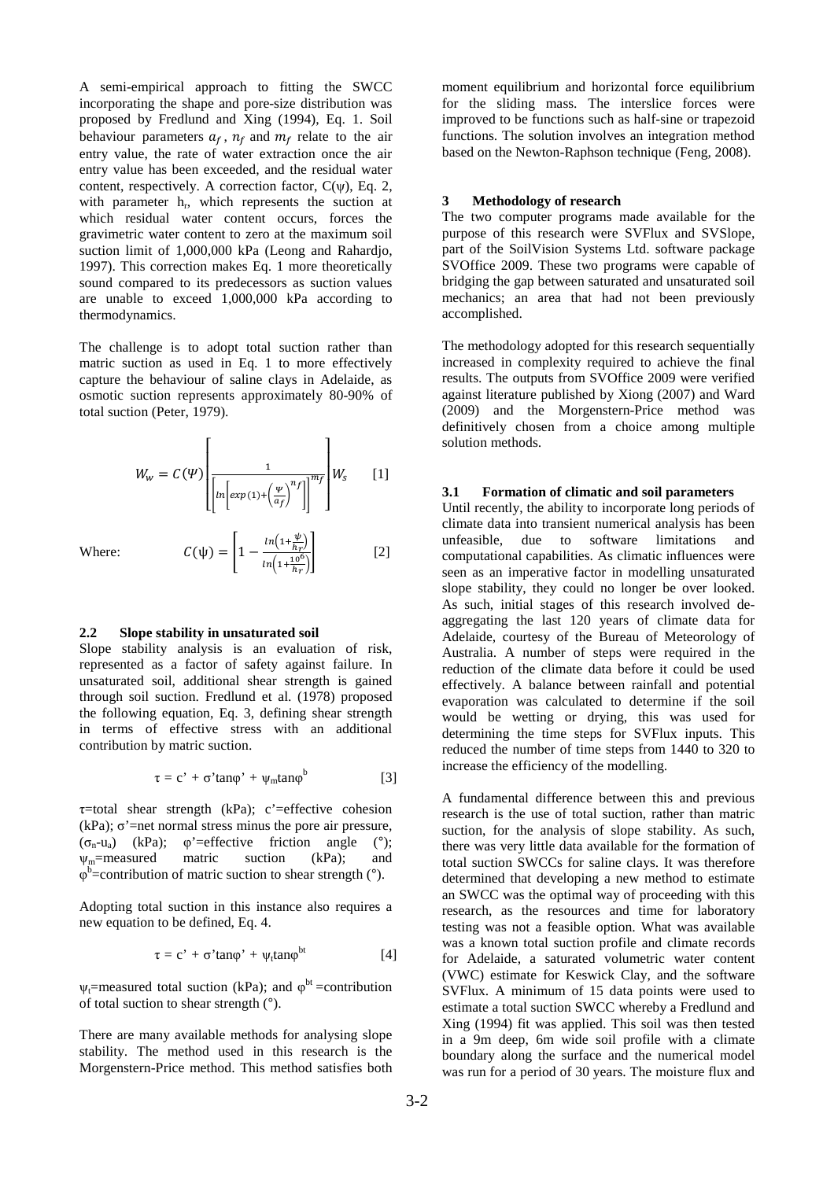A semi-empirical approach to fitting the SWCC incorporating the shape and pore-size distribution was proposed by Fredlund and Xing (1994), Eq. 1. Soil behaviour parameters $a_f$, $n_f$ and $m_f$ relate to the air entry value, the rate of water extraction once the air entry value has been exceeded, and the residual water content, respectively. A correction factor, $C(\psi)$, Eq. 2, with parameter $h_r$, which represents the suction at which residual water content occurs, forces the gravimetric water content to zero at the maximum soil suction limit of 1,000,000 kPa (Leong and Rahardjo, 1997). This correction makes Eq. 1 more theoretically sound compared to its predecessors as suction values are unable to exceed 1,000,000 kPa according to thermodynamics.

The challenge is to adopt total suction rather than matric suction as used in Eq. 1 to more effectively capture the behaviour of saline clays in Adelaide, as osmotic suction represents approximately 80-90% of total suction (Peter, 1979).

$$W_w = C(\Psi)\left[\frac{1}{\left[\ln\left[\exp(1)+\left(\frac{\psi}{a_f}\right)^{n_f}\right]\right]^{m_f}}\right]W_s \qquad [1]$$

Where: $$C(\psi) = \left[1 - \frac{\ln\left(1+\frac{\psi}{h_r}\right)}{\ln\left(1+\frac{10^6}{h_r}\right)}\right] \qquad [2]$$

### 2.2 Slope stability in unsaturated soil

Slope stability analysis is an evaluation of risk, represented as a factor of safety against failure. In unsaturated soil, additional shear strength is gained through soil suction. Fredlund et al. (1978) proposed the following equation, Eq. 3, defining shear strength in terms of effective stress with an additional contribution by matric suction.

$$\tau = c' + \sigma'\tan\varphi' + \psi_m\tan\varphi^b \qquad [3]$$

$\tau$=total shear strength (kPa); $c'$=effective cohesion (kPa); $\sigma'$=net normal stress minus the pore air pressure, $(\sigma_n\text{-}u_a)$ (kPa); $\varphi'$=effective friction angle (°); $\psi_m$=measured matric suction (kPa); and $\varphi^b$=contribution of matric suction to shear strength (°).

Adopting total suction in this instance also requires a new equation to be defined, Eq. 4.

$$\tau = c' + \sigma'\tan\varphi' + \psi_t\tan\varphi^{bt} \qquad [4]$$

$\psi_t$=measured total suction (kPa); and $\varphi^{bt}$=contribution of total suction to shear strength (°).

There are many available methods for analysing slope stability. The method used in this research is the Morgenstern-Price method. This method satisfies both moment equilibrium and horizontal force equilibrium for the sliding mass. The interslice forces were improved to be functions such as half-sine or trapezoid functions. The solution involves an integration method based on the Newton-Raphson technique (Feng, 2008).

## 3 Methodology of research

The two computer programs made available for the purpose of this research were SVFlux and SVSlope, part of the SoilVision Systems Ltd. software package SVOffice 2009. These two programs were capable of bridging the gap between saturated and unsaturated soil mechanics; an area that had not been previously accomplished.

The methodology adopted for this research sequentially increased in complexity required to achieve the final results. The outputs from SVOffice 2009 were verified against literature published by Xiong (2007) and Ward (2009) and the Morgenstern-Price method was definitively chosen from a choice among multiple solution methods.

### 3.1 Formation of climatic and soil parameters

Until recently, the ability to incorporate long periods of climate data into transient numerical analysis has been unfeasible, due to software limitations and computational capabilities. As climatic influences were seen as an imperative factor in modelling unsaturated slope stability, they could no longer be over looked. As such, initial stages of this research involved de-aggregating the last 120 years of climate data for Adelaide, courtesy of the Bureau of Meteorology of Australia. A number of steps were required in the reduction of the climate data before it could be used effectively. A balance between rainfall and potential evaporation was calculated to determine if the soil would be wetting or drying, this was used for determining the time steps for SVFlux inputs. This reduced the number of time steps from 1440 to 320 to increase the efficiency of the modelling.

A fundamental difference between this and previous research is the use of total suction, rather than matric suction, for the analysis of slope stability. As such, there was very little data available for the formation of total suction SWCCs for saline clays. It was therefore determined that developing a new method to estimate an SWCC was the optimal way of proceeding with this research, as the resources and time for laboratory testing was not a feasible option. What was available was a known total suction profile and climate records for Adelaide, a saturated volumetric water content (VWC) estimate for Keswick Clay, and the software SVFlux. A minimum of 15 data points were used to estimate a total suction SWCC whereby a Fredlund and Xing (1994) fit was applied. This soil was then tested in a 9m deep, 6m wide soil profile with a climate boundary along the surface and the numerical model was run for a period of 30 years. The moisture flux and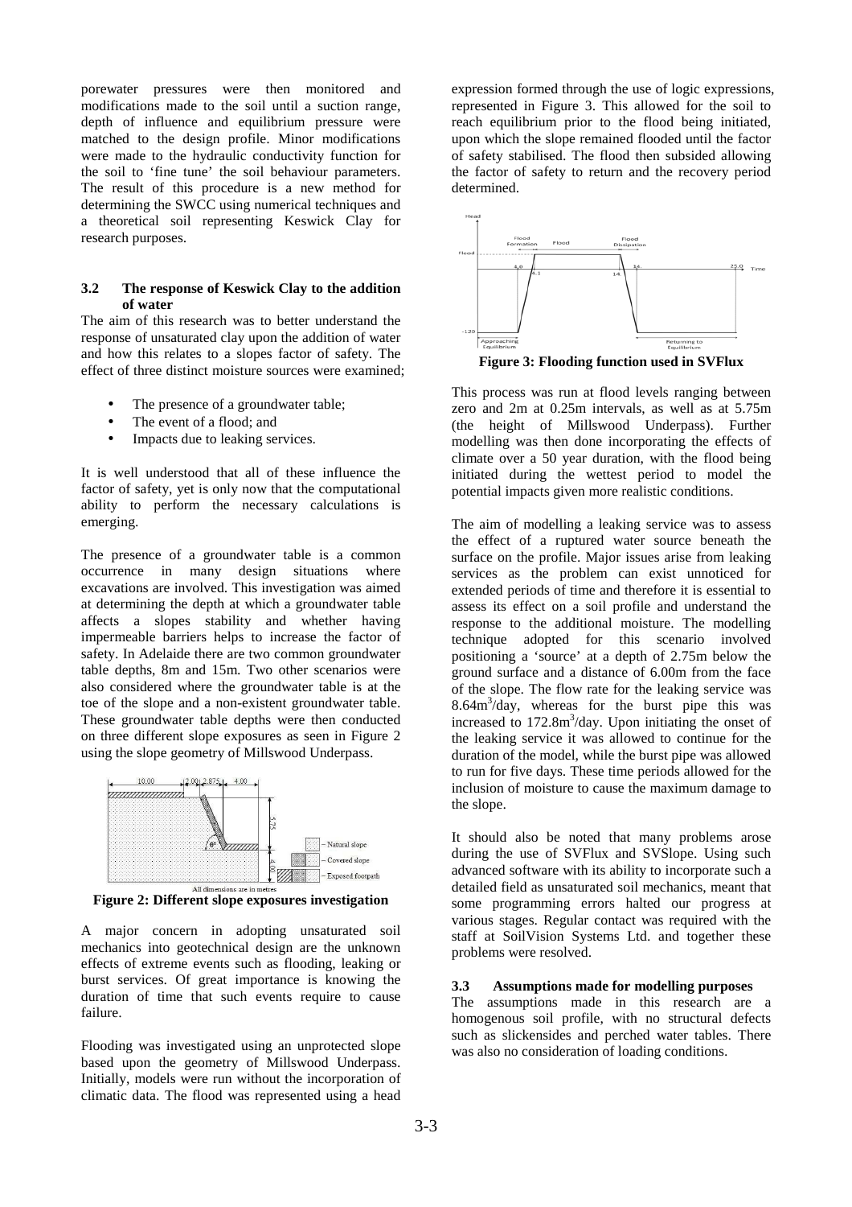porewater pressures were then monitored and modifications made to the soil until a suction range, depth of influence and equilibrium pressure were matched to the design profile. Minor modifications were made to the hydraulic conductivity function for the soil to 'fine tune' the soil behaviour parameters. The result of this procedure is a new method for determining the SWCC using numerical techniques and a theoretical soil representing Keswick Clay for research purposes.

### 3.2 The response of Keswick Clay to the addition of water

The aim of this research was to better understand the response of unsaturated clay upon the addition of water and how this relates to a slopes factor of safety. The effect of three distinct moisture sources were examined;

- The presence of a groundwater table;
- The event of a flood; and
- Impacts due to leaking services.

It is well understood that all of these influence the factor of safety, yet is only now that the computational ability to perform the necessary calculations is emerging.

The presence of a groundwater table is a common occurrence in many design situations where excavations are involved. This investigation was aimed at determining the depth at which a groundwater table affects a slopes stability and whether having impermeable barriers helps to increase the factor of safety. In Adelaide there are two common groundwater table depths, 8m and 15m. Two other scenarios were also considered where the groundwater table is at the toe of the slope and a non-existent groundwater table. These groundwater table depths were then conducted on three different slope exposures as seen in Figure 2 using the slope geometry of Millswood Underpass.

**Figure 2: Different slope exposures investigation**

A major concern in adopting unsaturated soil mechanics into geotechnical design are the unknown effects of extreme events such as flooding, leaking or burst services. Of great importance is knowing the duration of time that such events require to cause failure.

Flooding was investigated using an unprotected slope based upon the geometry of Millswood Underpass. Initially, models were run without the incorporation of climatic data. The flood was represented using a head expression formed through the use of logic expressions, represented in Figure 3. This allowed for the soil to reach equilibrium prior to the flood being initiated, upon which the slope remained flooded until the factor of safety stabilised. The flood then subsided allowing the factor of safety to return and the recovery period determined.

**Figure 3: Flooding function used in SVFlux**

This process was run at flood levels ranging between zero and 2m at 0.25m intervals, as well as at 5.75m (the height of Millswood Underpass). Further modelling was then done incorporating the effects of climate over a 50 year duration, with the flood being initiated during the wettest period to model the potential impacts given more realistic conditions.

The aim of modelling a leaking service was to assess the effect of a ruptured water source beneath the surface on the profile. Major issues arise from leaking services as the problem can exist unnoticed for extended periods of time and therefore it is essential to assess its effect on a soil profile and understand the response to the additional moisture. The modelling technique adopted for this scenario involved positioning a 'source' at a depth of 2.75m below the ground surface and a distance of 6.00m from the face of the slope. The flow rate for the leaking service was $8.64m^3$/day, whereas for the burst pipe this was increased to $172.8m^3$/day. Upon initiating the onset of the leaking service it was allowed to continue for the duration of the model, while the burst pipe was allowed to run for five days. These time periods allowed for the inclusion of moisture to cause the maximum damage to the slope.

It should also be noted that many problems arose during the use of SVFlux and SVSlope. Using such advanced software with its ability to incorporate such a detailed field as unsaturated soil mechanics, meant that some programming errors halted our progress at various stages. Regular contact was required with the staff at SoilVision Systems Ltd. and together these problems were resolved.

### 3.3 Assumptions made for modelling purposes

The assumptions made in this research are a homogenous soil profile, with no structural defects such as slickensides and perched water tables. There was also no consideration of loading conditions.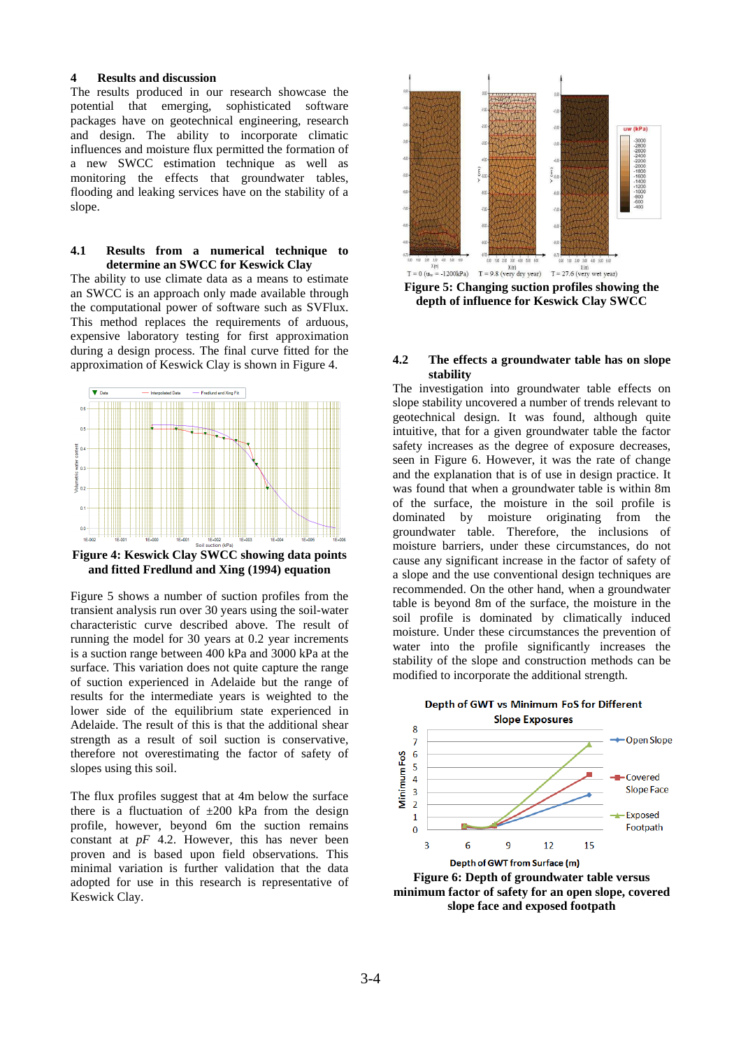# 4 Results and discussion

The results produced in our research showcase the potential that emerging, sophisticated software packages have on geotechnical engineering, research and design. The ability to incorporate climatic influences and moisture flux permitted the formation of a new SWCC estimation technique as well as monitoring the effects that groundwater tables, flooding and leaking services have on the stability of a slope.

## 4.1 Results from a numerical technique to determine an SWCC for Keswick Clay

The ability to use climate data as a means to estimate an SWCC is an approach only made available through the computational power of software such as SVFlux. This method replaces the requirements of arduous, expensive laboratory testing for first approximation during a design process. The final curve fitted for the approximation of Keswick Clay is shown in Figure 4.

**Figure 4: Keswick Clay SWCC showing data points and fitted Fredlund and Xing (1994) equation**

Figure 5 shows a number of suction profiles from the transient analysis run over 30 years using the soil-water characteristic curve described above. The result of running the model for 30 years at 0.2 year increments is a suction range between 400 kPa and 3000 kPa at the surface. This variation does not quite capture the range of suction experienced in Adelaide but the range of results for the intermediate years is weighted to the lower side of the equilibrium state experienced in Adelaide. The result of this is that the additional shear strength as a result of soil suction is conservative, therefore not overestimating the factor of safety of slopes using this soil.

The flux profiles suggest that at 4m below the surface there is a fluctuation of ±200 kPa from the design profile, however, beyond 6m the suction remains constant at *pF* 4.2. However, this has never been proven and is based upon field observations. This minimal variation is further validation that the data adopted for use in this research is representative of Keswick Clay.

T = 0 ($u_w$ = -1200kPa) T = 9.8 (very dry year) T = 27.6 (very wet year)

**Figure 5: Changing suction profiles showing the depth of influence for Keswick Clay SWCC**

## 4.2 The effects a groundwater table has on slope stability

The investigation into groundwater table effects on slope stability uncovered a number of trends relevant to geotechnical design. It was found, although quite intuitive, that for a given groundwater table the factor safety increases as the degree of exposure decreases, seen in Figure 6. However, it was the rate of change and the explanation that is of use in design practice. It was found that when a groundwater table is within 8m of the surface, the moisture in the soil profile is dominated by moisture originating from the groundwater table. Therefore, the inclusions of moisture barriers, under these circumstances, do not cause any significant increase in the factor of safety of a slope and the use conventional design techniques are recommended. On the other hand, when a groundwater table is beyond 8m of the surface, the moisture in the soil profile is dominated by climatically induced moisture. Under these circumstances the prevention of water into the profile significantly increases the stability of the slope and construction methods can be modified to incorporate the additional strength.

**Figure 6: Depth of groundwater table versus minimum factor of safety for an open slope, covered slope face and exposed footpath**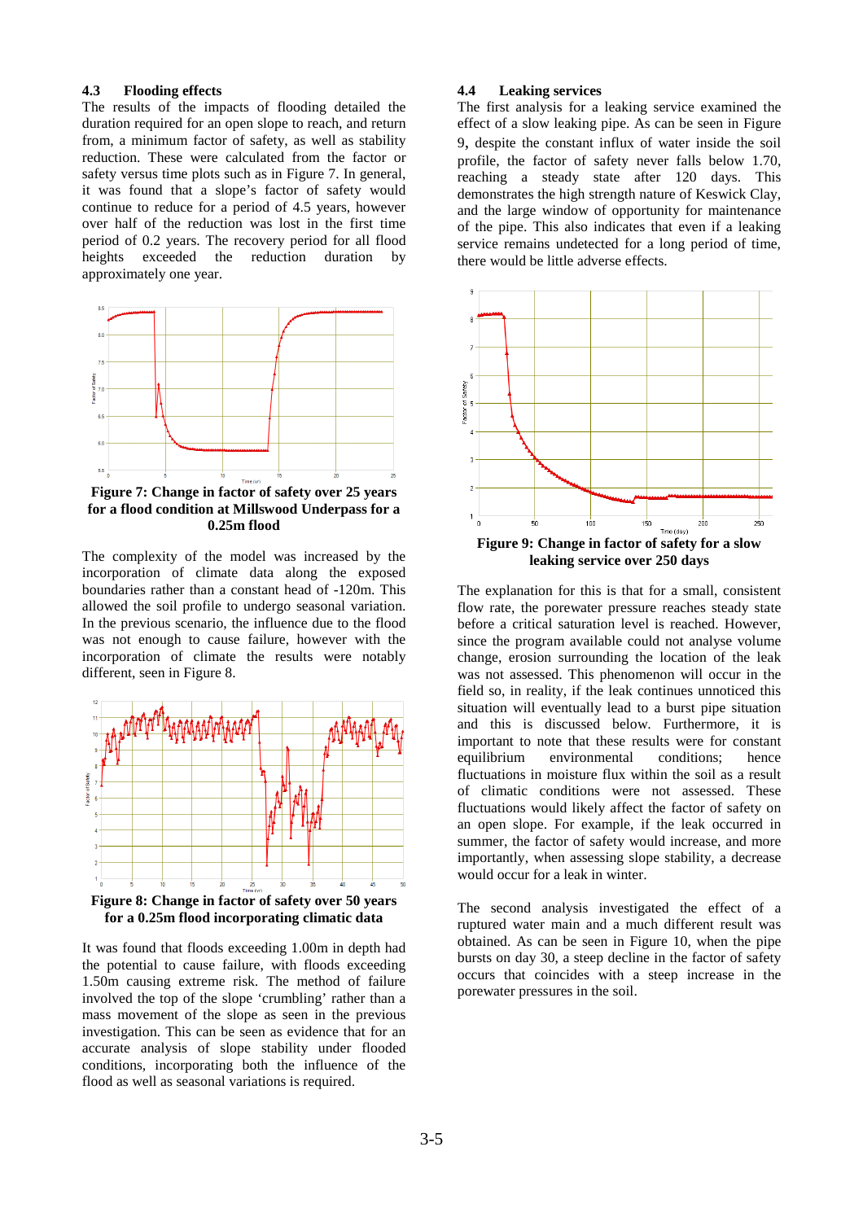### 4.3 Flooding effects

The results of the impacts of flooding detailed the duration required for an open slope to reach, and return from, a minimum factor of safety, as well as stability reduction. These were calculated from the factor or safety versus time plots such as in Figure 7. In general, it was found that a slope's factor of safety would continue to reduce for a period of 4.5 years, however over half of the reduction was lost in the first time period of 0.2 years. The recovery period for all flood heights exceeded the reduction duration by approximately one year.

**Figure 7: Change in factor of safety over 25 years for a flood condition at Millswood Underpass for a 0.25m flood**

The complexity of the model was increased by the incorporation of climate data along the exposed boundaries rather than a constant head of -120m. This allowed the soil profile to undergo seasonal variation. In the previous scenario, the influence due to the flood was not enough to cause failure, however with the incorporation of climate the results were notably different, seen in Figure 8.

**Figure 8: Change in factor of safety over 50 years for a 0.25m flood incorporating climatic data**

It was found that floods exceeding 1.00m in depth had the potential to cause failure, with floods exceeding 1.50m causing extreme risk. The method of failure involved the top of the slope 'crumbling' rather than a mass movement of the slope as seen in the previous investigation. This can be seen as evidence that for an accurate analysis of slope stability under flooded conditions, incorporating both the influence of the flood as well as seasonal variations is required.

### 4.4 Leaking services

The first analysis for a leaking service examined the effect of a slow leaking pipe. As can be seen in Figure 9, despite the constant influx of water inside the soil profile, the factor of safety never falls below 1.70, reaching a steady state after 120 days. This demonstrates the high strength nature of Keswick Clay, and the large window of opportunity for maintenance of the pipe. This also indicates that even if a leaking service remains undetected for a long period of time, there would be little adverse effects.

**Figure 9: Change in factor of safety for a slow leaking service over 250 days**

The explanation for this is that for a small, consistent flow rate, the porewater pressure reaches steady state before a critical saturation level is reached. However, since the program available could not analyse volume change, erosion surrounding the location of the leak was not assessed. This phenomenon will occur in the field so, in reality, if the leak continues unnoticed this situation will eventually lead to a burst pipe situation and this is discussed below. Furthermore, it is important to note that these results were for constant equilibrium environmental conditions; hence fluctuations in moisture flux within the soil as a result of climatic conditions were not assessed. These fluctuations would likely affect the factor of safety on an open slope. For example, if the leak occurred in summer, the factor of safety would increase, and more importantly, when assessing slope stability, a decrease would occur for a leak in winter.

The second analysis investigated the effect of a ruptured water main and a much different result was obtained. As can be seen in Figure 10, when the pipe bursts on day 30, a steep decline in the factor of safety occurs that coincides with a steep increase in the porewater pressures in the soil.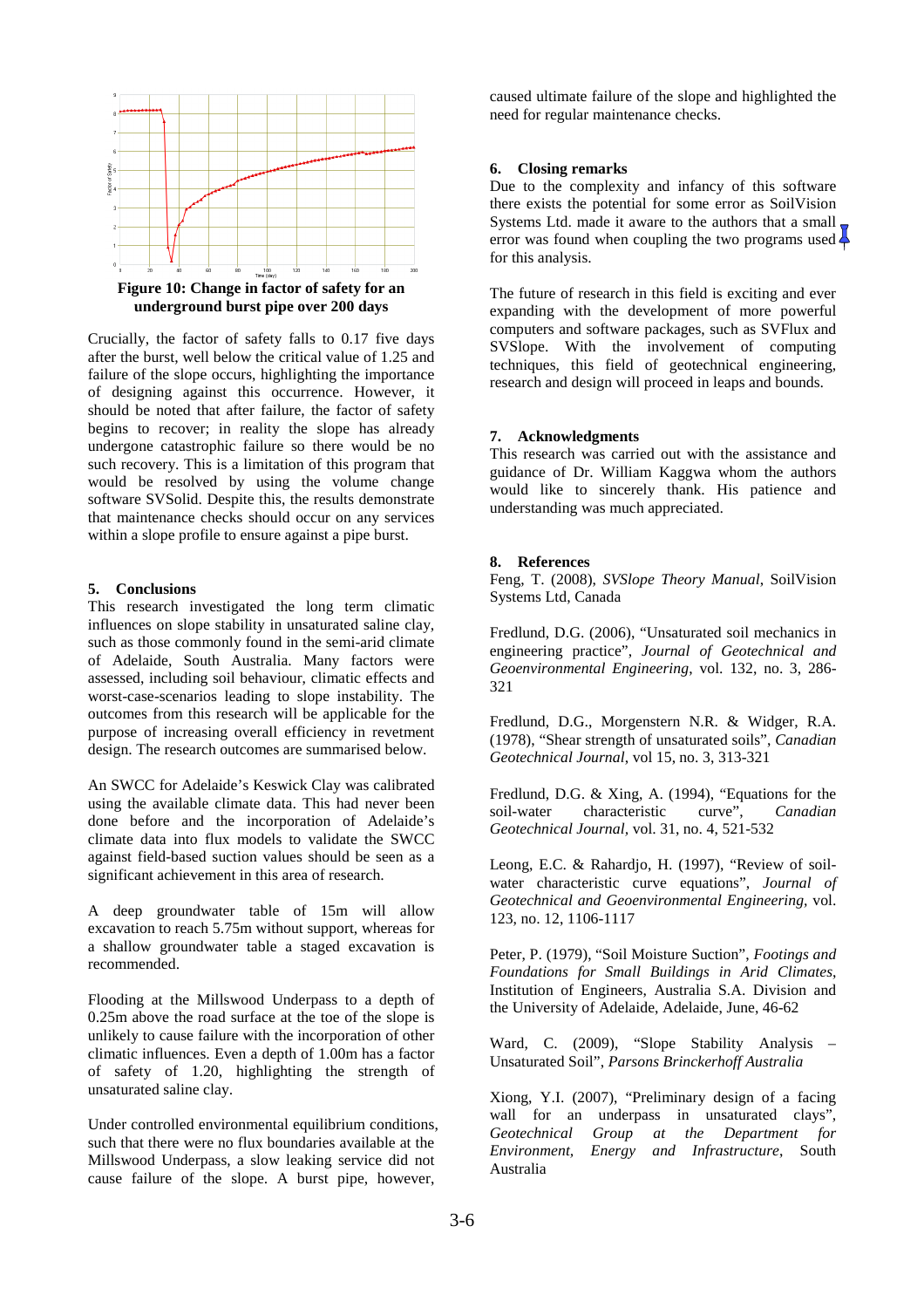9
8
7
6
Factor of Safety 5
4
3
2
1
0
0 20 40 60 80 100 120 140 160 180 200
Time (day)

**Figure 10: Change in factor of safety for an underground burst pipe over 200 days**

Crucially, the factor of safety falls to 0.17 five days after the burst, well below the critical value of 1.25 and failure of the slope occurs, highlighting the importance of designing against this occurrence. However, it should be noted that after failure, the factor of safety begins to recover; in reality the slope has already undergone catastrophic failure so there would be no such recovery. This is a limitation of this program that would be resolved by using the volume change software SVSolid. Despite this, the results demonstrate that maintenance checks should occur on any services within a slope profile to ensure against a pipe burst.

## 5. Conclusions

This research investigated the long term climatic influences on slope stability in unsaturated saline clay, such as those commonly found in the semi-arid climate of Adelaide, South Australia. Many factors were assessed, including soil behaviour, climatic effects and worst-case-scenarios leading to slope instability. The outcomes from this research will be applicable for the purpose of increasing overall efficiency in revetment design. The research outcomes are summarised below.

An SWCC for Adelaide's Keswick Clay was calibrated using the available climate data. This had never been done before and the incorporation of Adelaide's climate data into flux models to validate the SWCC against field-based suction values should be seen as a significant achievement in this area of research.

A deep groundwater table of 15m will allow excavation to reach 5.75m without support, whereas for a shallow groundwater table a staged excavation is recommended.

Flooding at the Millswood Underpass to a depth of 0.25m above the road surface at the toe of the slope is unlikely to cause failure with the incorporation of other climatic influences. Even a depth of 1.00m has a factor of safety of 1.20, highlighting the strength of unsaturated saline clay.

Under controlled environmental equilibrium conditions, such that there were no flux boundaries available at the Millswood Underpass, a slow leaking service did not cause failure of the slope. A burst pipe, however, caused ultimate failure of the slope and highlighted the need for regular maintenance checks.

## 6. Closing remarks

Due to the complexity and infancy of this software there exists the potential for some error as SoilVision Systems Ltd. made it aware to the authors that a small error was found when coupling the two programs used for this analysis.

The future of research in this field is exciting and ever expanding with the development of more powerful computers and software packages, such as SVFlux and SVSlope. With the involvement of computing techniques, this field of geotechnical engineering, research and design will proceed in leaps and bounds.

## 7. Acknowledgments

This research was carried out with the assistance and guidance of Dr. William Kaggwa whom the authors would like to sincerely thank. His patience and understanding was much appreciated.

## 8. References

Feng, T. (2008), *SVSlope Theory Manual*, SoilVision Systems Ltd, Canada

Fredlund, D.G. (2006), "Unsaturated soil mechanics in engineering practice", *Journal of Geotechnical and Geoenvironmental Engineering*, vol. 132, no. 3, 286-321

Fredlund, D.G., Morgenstern N.R. & Widger, R.A. (1978), "Shear strength of unsaturated soils", *Canadian Geotechnical Journal*, vol 15, no. 3, 313-321

Fredlund, D.G. & Xing, A. (1994), "Equations for the soil-water characteristic curve", *Canadian Geotechnical Journal*, vol. 31, no. 4, 521-532

Leong, E.C. & Rahardjo, H. (1997), "Review of soil-water characteristic curve equations", *Journal of Geotechnical and Geoenvironmental Engineering*, vol. 123, no. 12, 1106-1117

Peter, P. (1979), "Soil Moisture Suction", *Footings and Foundations for Small Buildings in Arid Climates*, Institution of Engineers, Australia S.A. Division and the University of Adelaide, Adelaide, June, 46-62

Ward, C. (2009), "Slope Stability Analysis – Unsaturated Soil", *Parsons Brinckerhoff Australia*

Xiong, Y.I. (2007), "Preliminary design of a facing wall for an underpass in unsaturated clays", *Geotechnical Group at the Department for Environment, Energy and Infrastructure*, South Australia